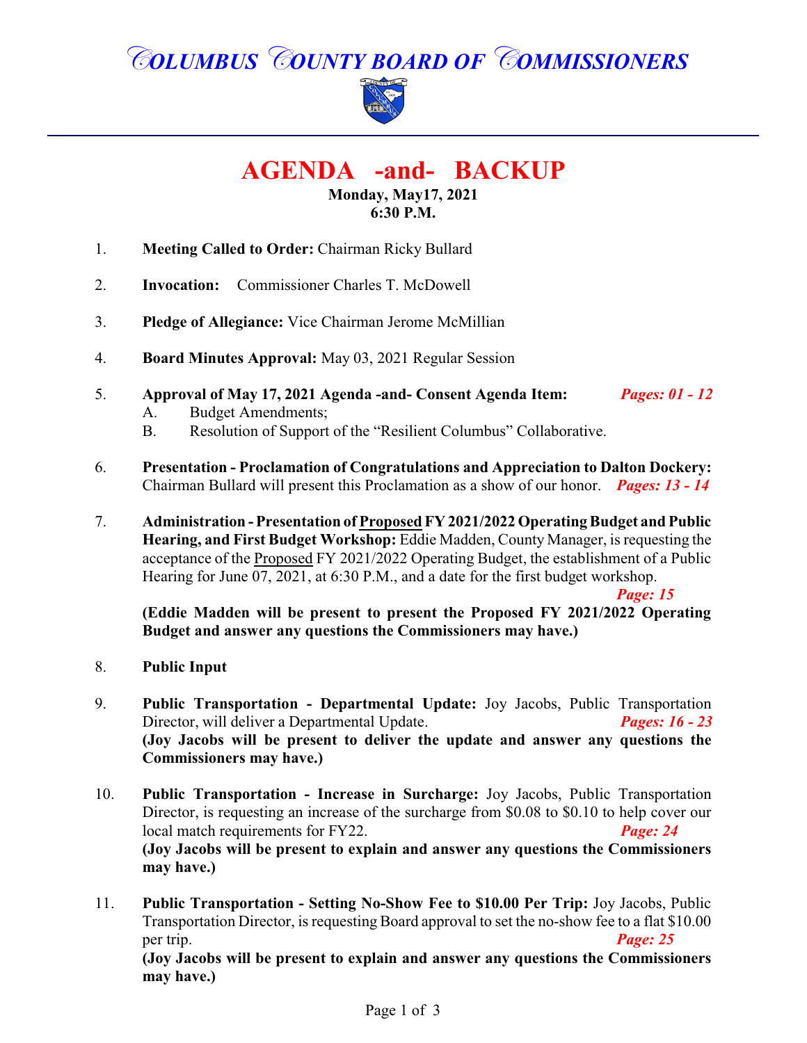# COLUMBUS COUNTY BOARD OF COMMISSIONERS

## AGENDA -and- BACKUP

**Monday, May17, 2021**
**6:30 P.M.**

1. **Meeting Called to Order:** Chairman Ricky Bullard

2. **Invocation:** Commissioner Charles T. McDowell

3. **Pledge of Allegiance:** Vice Chairman Jerome McMillian

4. **Board Minutes Approval:** May 03, 2021 Regular Session

5. **Approval of May 17, 2021 Agenda -and- Consent Agenda Item:** ***Pages: 01 - 12***
   - A. Budget Amendments;
   - B. Resolution of Support of the "Resilient Columbus" Collaborative.

6. **Presentation - Proclamation of Congratulations and Appreciation to Dalton Dockery:** Chairman Bullard will present this Proclamation as a show of our honor. ***Pages: 13 - 14***

7. **Administration - Presentation of Proposed FY 2021/2022 Operating Budget and Public Hearing, and First Budget Workshop:** Eddie Madden, County Manager, is requesting the acceptance of the Proposed FY 2021/2022 Operating Budget, the establishment of a Public Hearing for June 07, 2021, at 6:30 P.M., and a date for the first budget workshop. ***Page: 15***

   **(Eddie Madden will be present to present the Proposed FY 2021/2022 Operating Budget and answer any questions the Commissioners may have.)**

8. **Public Input**

9. **Public Transportation - Departmental Update:** Joy Jacobs, Public Transportation Director, will deliver a Departmental Update. ***Pages: 16 - 23***
   **(Joy Jacobs will be present to deliver the update and answer any questions the Commissioners may have.)**

10. **Public Transportation - Increase in Surcharge:** Joy Jacobs, Public Transportation Director, is requesting an increase of the surcharge from $0.08 to $0.10 to help cover our local match requirements for FY22. ***Page: 24***
    **(Joy Jacobs will be present to explain and answer any questions the Commissioners may have.)**

11. **Public Transportation - Setting No-Show Fee to $10.00 Per Trip:** Joy Jacobs, Public Transportation Director, is requesting Board approval to set the no-show fee to a flat $10.00 per trip. ***Page: 25***
    **(Joy Jacobs will be present to explain and answer any questions the Commissioners may have.)**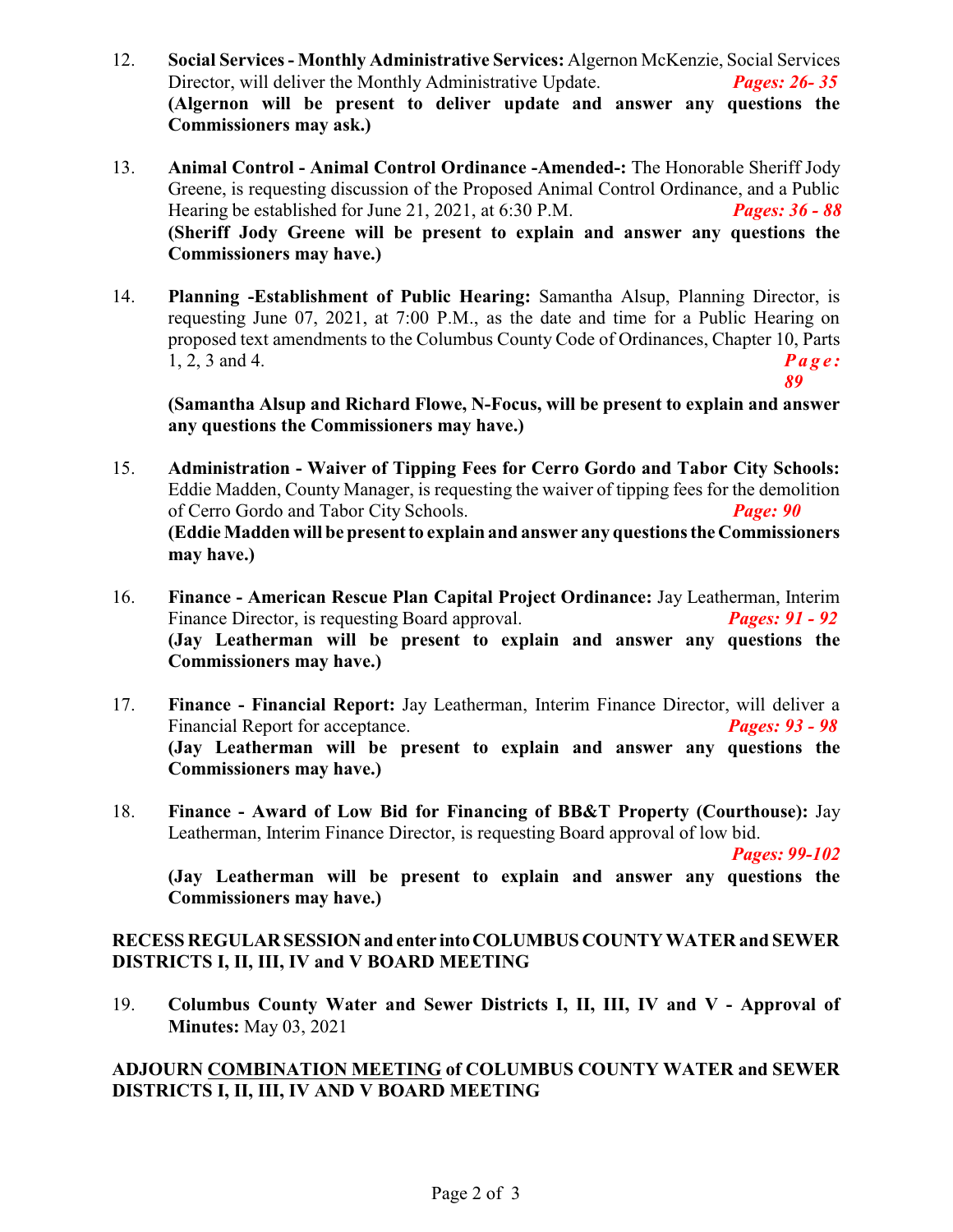12. **Social Services - Monthly Administrative Services:** Algernon McKenzie, Social Services Director, will deliver the Monthly Administrative Update. ***Pages: 26- 35***
**(Algernon will be present to deliver update and answer any questions the Commissioners may ask.)**

13. **Animal Control - Animal Control Ordinance -Amended-:** The Honorable Sheriff Jody Greene, is requesting discussion of the Proposed Animal Control Ordinance, and a Public Hearing be established for June 21, 2021, at 6:30 P.M. ***Pages: 36 - 88***
**(Sheriff Jody Greene will be present to explain and answer any questions the Commissioners may have.)**

14. **Planning -Establishment of Public Hearing:** Samantha Alsup, Planning Director, is requesting June 07, 2021, at 7:00 P.M., as the date and time for a Public Hearing on proposed text amendments to the Columbus County Code of Ordinances, Chapter 10, Parts 1, 2, 3 and 4. ***Page: 89***

    **(Samantha Alsup and Richard Flowe, N-Focus, will be present to explain and answer any questions the Commissioners may have.)**

15. **Administration - Waiver of Tipping Fees for Cerro Gordo and Tabor City Schools:** Eddie Madden, County Manager, is requesting the waiver of tipping fees for the demolition of Cerro Gordo and Tabor City Schools. ***Page: 90***
**(Eddie Madden will be present to explain and answer any questions the Commissioners may have.)**

16. **Finance - American Rescue Plan Capital Project Ordinance:** Jay Leatherman, Interim Finance Director, is requesting Board approval. ***Pages: 91 - 92***
**(Jay Leatherman will be present to explain and answer any questions the Commissioners may have.)**

17. **Finance - Financial Report:** Jay Leatherman, Interim Finance Director, will deliver a Financial Report for acceptance. ***Pages: 93 - 98***
**(Jay Leatherman will be present to explain and answer any questions the Commissioners may have.)**

18. **Finance - Award of Low Bid for Financing of BB&T Property (Courthouse):** Jay Leatherman, Interim Finance Director, is requesting Board approval of low bid. ***Pages: 99-102***

    **(Jay Leatherman will be present to explain and answer any questions the Commissioners may have.)**

**RECESS REGULAR SESSION and enter into COLUMBUS COUNTY WATER and SEWER DISTRICTS I, II, III, IV and V BOARD MEETING**

19. **Columbus County Water and Sewer Districts I, II, III, IV and V - Approval of Minutes:** May 03, 2021

**ADJOURN <u>COMBINATION MEETING</u> of COLUMBUS COUNTY WATER and SEWER DISTRICTS I, II, III, IV AND V BOARD MEETING**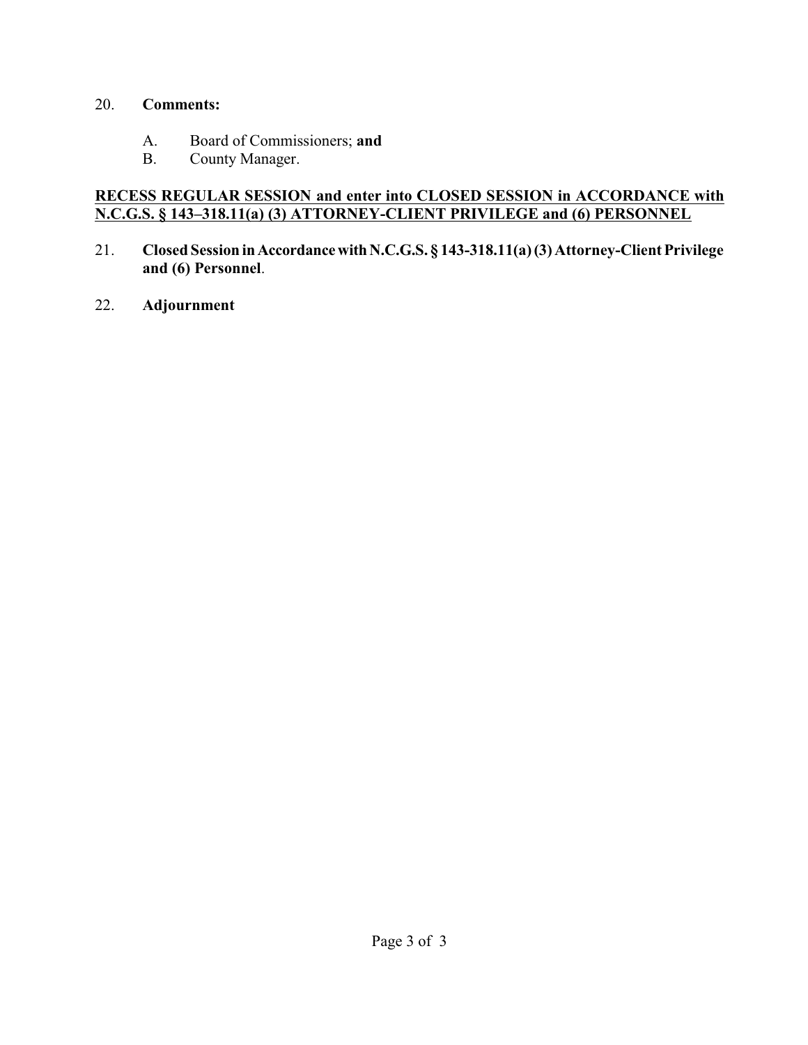20. **Comments:**

    A. Board of Commissioners; **and**
    B. County Manager.

**<u>RECESS REGULAR SESSION and enter into CLOSED SESSION in ACCORDANCE with N.C.G.S. § 143–318.11(a) (3) ATTORNEY-CLIENT PRIVILEGE and (6) PERSONNEL</u>**

21. **Closed Session in Accordance with N.C.G.S. § 143-318.11(a) (3) Attorney-Client Privilege and (6) Personnel**.

22. **Adjournment**